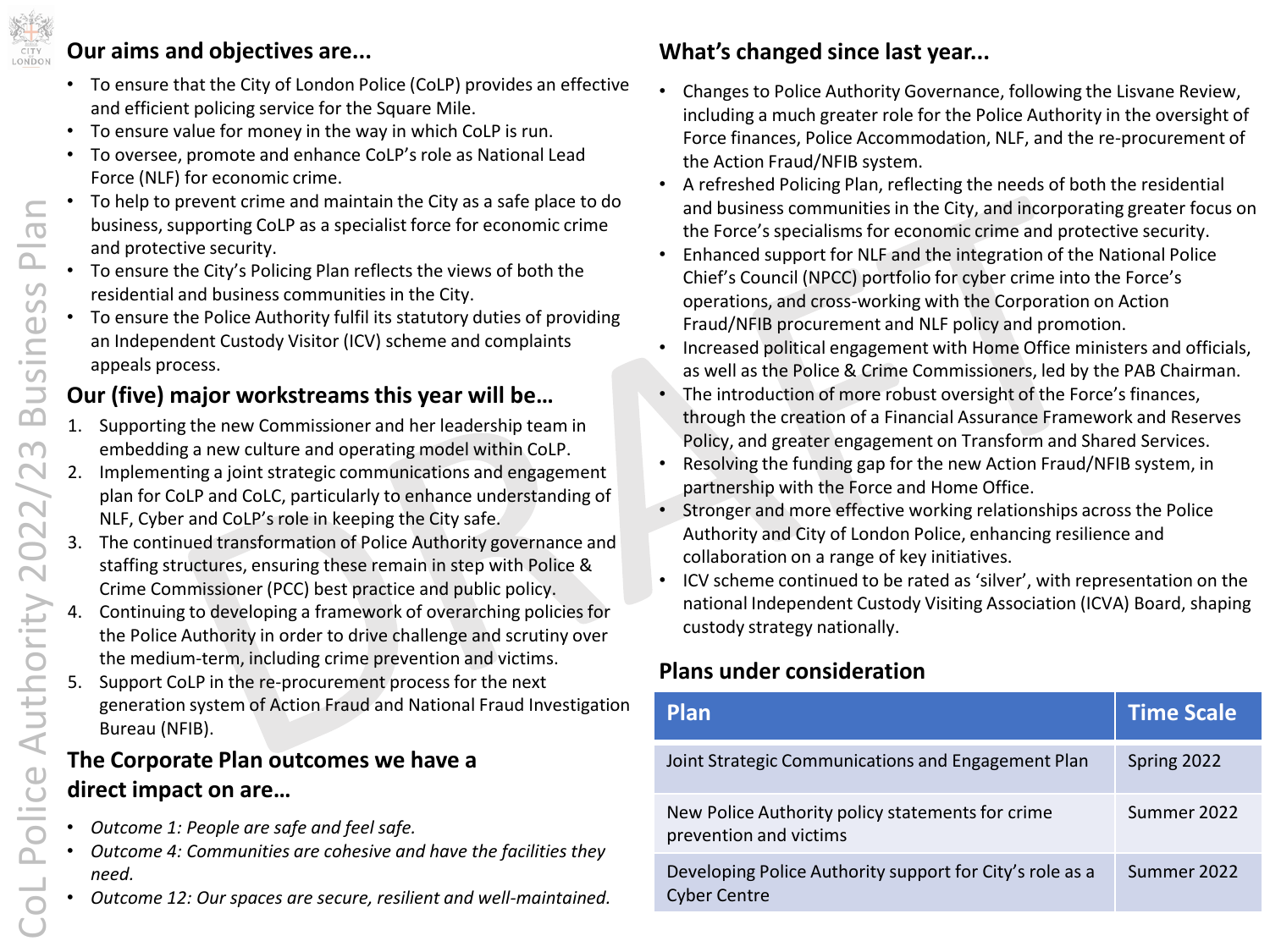## Our aims and objectives are...

- To ensure that the City of London Police (CoLP) provides an effective and efficient policing service for the Square Mile.
- To ensure value for money in the way in which CoLP is run.
- To oversee, promote and enhance CoLP's role as National Lead Force (NLF) for economic crime.
- To help to prevent crime and maintain the City as a safe place to do business, supporting CoLP as a specialist force for economic crime and protective security.
- To ensure the City's Policing Plan reflects the views of both the residential and business communities in the City.
- To ensure the Police Authority fulfil its statutory duties of providing an Independent Custody Visitor (ICV) scheme and complaints appeals process.

## Our (five) major workstreams this year will be…

1. Supporting the new Commissioner and her leadership team in embedding a new culture and operating model within CoLP.
2. Implementing a joint strategic communications and engagement plan for CoLP and CoLC, particularly to enhance understanding of NLF, Cyber and CoLP's role in keeping the City safe.
3. The continued transformation of Police Authority governance and staffing structures, ensuring these remain in step with Police & Crime Commissioner (PCC) best practice and public policy.
4. Continuing to developing a framework of overarching policies for the Police Authority in order to drive challenge and scrutiny over the medium-term, including crime prevention and victims.
5. Support CoLP in the re-procurement process for the next generation system of Action Fraud and National Fraud Investigation Bureau (NFIB).

## The Corporate Plan outcomes we have a direct impact on are…

- *Outcome 1: People are safe and feel safe.*
- *Outcome 4: Communities are cohesive and have the facilities they need.*
- *Outcome 12: Our spaces are secure, resilient and well-maintained.*

## What's changed since last year...

- Changes to Police Authority Governance, following the Lisvane Review, including a much greater role for the Police Authority in the oversight of Force finances, Police Accommodation, NLF, and the re-procurement of the Action Fraud/NFIB system.
- A refreshed Policing Plan, reflecting the needs of both the residential and business communities in the City, and incorporating greater focus on the Force's specialisms for economic crime and protective security.
- Enhanced support for NLF and the integration of the National Police Chief's Council (NPCC) portfolio for cyber crime into the Force's operations, and cross-working with the Corporation on Action Fraud/NFIB procurement and NLF policy and promotion.
- Increased political engagement with Home Office ministers and officials, as well as the Police & Crime Commissioners, led by the PAB Chairman.
- The introduction of more robust oversight of the Force's finances, through the creation of a Financial Assurance Framework and Reserves Policy, and greater engagement on Transform and Shared Services.
- Resolving the funding gap for the new Action Fraud/NFIB system, in partnership with the Force and Home Office.
- Stronger and more effective working relationships across the Police Authority and City of London Police, enhancing resilience and collaboration on a range of key initiatives.
- ICV scheme continued to be rated as 'silver', with representation on the national Independent Custody Visiting Association (ICVA) Board, shaping custody strategy nationally.

## Plans under consideration

| Plan | Time Scale |
|---|---|
| Joint Strategic Communications and Engagement Plan | Spring 2022 |
| New Police Authority policy statements for crime prevention and victims | Summer 2022 |
| Developing Police Authority support for City's role as a Cyber Centre | Summer 2022 |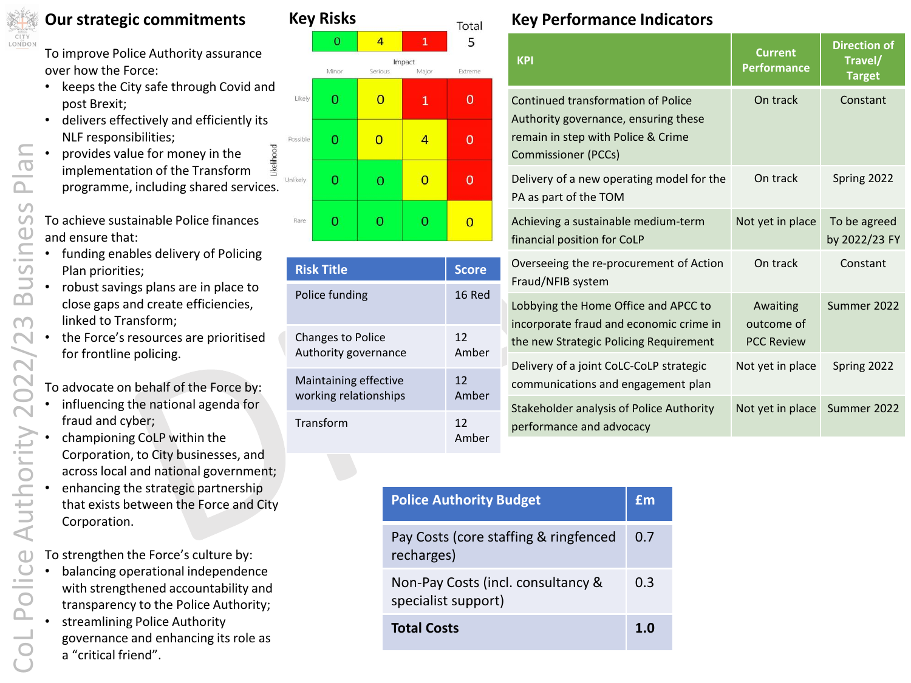CoL Police Authority 2022/23 Business Plan

## Our strategic commitments

To improve Police Authority assurance over how the Force:

- keeps the City safe through Covid and post Brexit;
- delivers effectively and efficiently its NLF responsibilities;
- provides value for money in the implementation of the Transform programme, including shared services.

To achieve sustainable Police finances and ensure that:

- funding enables delivery of Policing Plan priorities;
- robust savings plans are in place to close gaps and create efficiencies, linked to Transform;
- the Force's resources are prioritised for frontline policing.

To advocate on behalf of the Force by:

- influencing the national agenda for fraud and cyber;
- championing CoLP within the Corporation, to City businesses, and across local and national government;
- enhancing the strategic partnership that exists between the Force and City Corporation.

To strengthen the Force's culture by:

- balancing operational independence with strengthened accountability and transparency to the Police Authority;
- streamlining Police Authority governance and enhancing its role as a "critical friend".

## Key Risks

0 4 1
Total 5

Impact: Minor, Serious, Major, Extreme
Likelihood: Likely, Possible, Unlikely, Rare

Likely: 0 0 1 0
Possible: 0 0 4 0
Unlikely: 0 0 0 0
Rare: 0 0 0 0

| Risk Title | Score |
|---|---|
| Police funding | 16 Red |
| Changes to Police Authority governance | 12 Amber |
| Maintaining effective working relationships | 12 Amber |
| Transform | 12 Amber |

## Key Performance Indicators

| KPI | Current Performance | Direction of Travel/ Target |
|---|---|---|
| Continued transformation of Police Authority governance, ensuring these remain in step with Police & Crime Commissioner (PCCs) | On track | Constant |
| Delivery of a new operating model for the PA as part of the TOM | On track | Spring 2022 |
| Achieving a sustainable medium-term financial position for CoLP | Not yet in place | To be agreed by 2022/23 FY |
| Overseeing the re-procurement of Action Fraud/NFIB system | On track | Constant |
| Lobbying the Home Office and APCC to incorporate fraud and economic crime in the new Strategic Policing Requirement | Awaiting outcome of PCC Review | Summer 2022 |
| Delivery of a joint CoLC-CoLP strategic communications and engagement plan | Not yet in place | Spring 2022 |
| Stakeholder analysis of Police Authority performance and advocacy | Not yet in place | Summer 2022 |

| Police Authority Budget | £m |
|---|---|
| Pay Costs (core staffing & ringfenced recharges) | 0.7 |
| Non-Pay Costs (incl. consultancy & specialist support) | 0.3 |
| **Total Costs** | **1.0** |